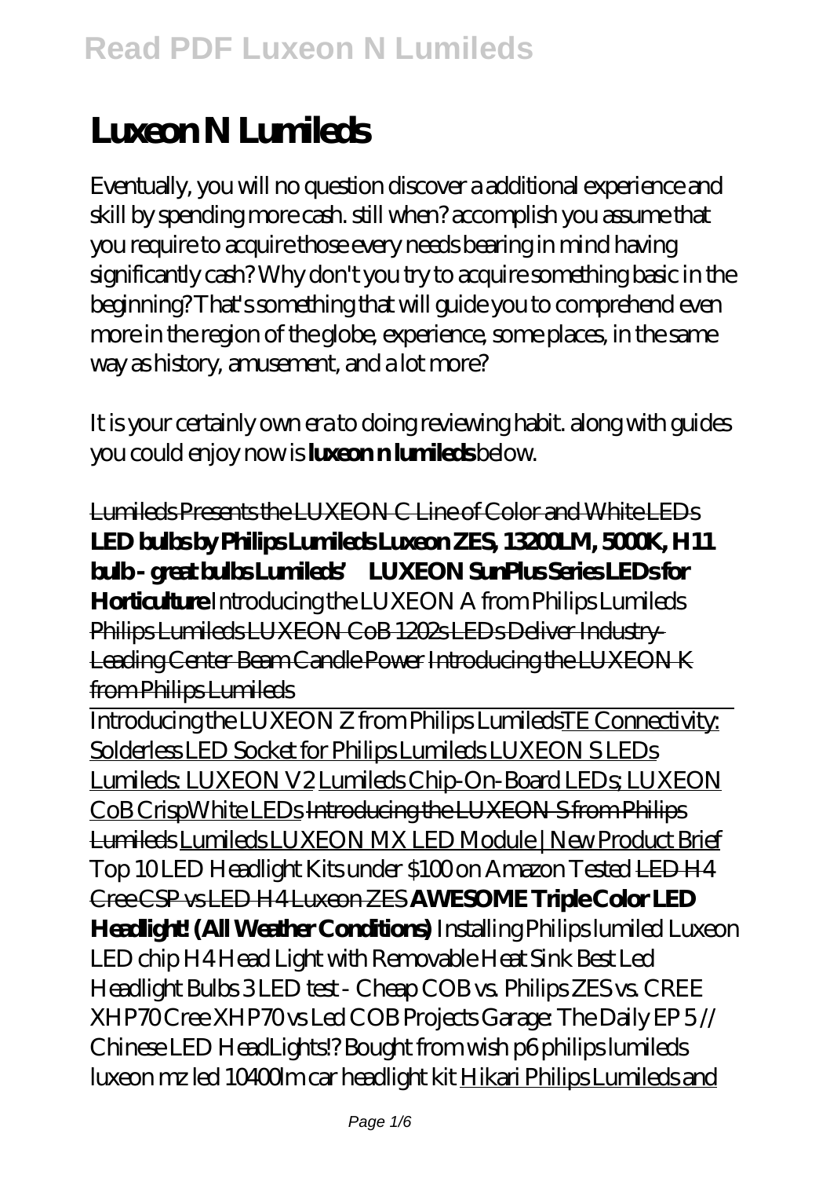# Luxeon N Lumileds

Eventually, you will no question discover a additional experience and skill by spending more cash. still when? accomplish you assume that you require to acquire those every needs bearing in mind having significantly cash? Why don't you try to acquire something basic in the beginning? That's something that will guide you to comprehend even more in the region of the globe, experience, some places, in the same way as history, amusement, and a lot more?

It is your certainly own era to doing reviewing habit. along with guides you could enjoy now is **luxeon n lumileds** below.

Lumileds Presents the LUXEON C Line of Color and White LEDs **LED bulbs by Philips Lumileds Luxeon ZES, 13200LM, 5000K, H11 bulb - great bulbs Lumileds' LUXEON SunPlus Series LEDs for Horticulture** *Introducing the LUXEON A from Philips Lumileds* Philips Lumileds LUXEON CoB 1202s LEDs Deliver Industry-Leading Center Beam Candle Power Introducing the LUXEON K from Philips Lumileds

Introducing the LUXEON Z from Philips LumiledsTE Connectivity: Solderless LED Socket for Philips Lumileds LUXEON S LEDs Lumileds: LUXEON V2 Lumileds Chip-On-Board LEDs; LUXEON CoB CrispWhite LEDs Introducing the LUXEON S from Philips Lumileds Lumileds LUXEON MX LED Module | New Product Brief *Top 10 LED Headlight Kits under $100 on Amazon Tested* LED H4 Cree CSP vs LED H4 Luxeon ZES **AWESOME Triple Color LED Headlight! (All Weather Conditions)** *Installing Philips lumiled Luxeon LED chip H4 Head Light with Removable Heat Sink Best Led Headlight Bulbs 3 LED test - Cheap COB vs. Philips ZES vs. CREE XHP70 Cree XHP70 vs Led COB Projects Garage: The Daily EP 5 // Chinese LED HeadLights!? Bought from wish p6 philips lumileds luxeon mz led 10400lm car headlight kit* Hikari Philips Lumileds and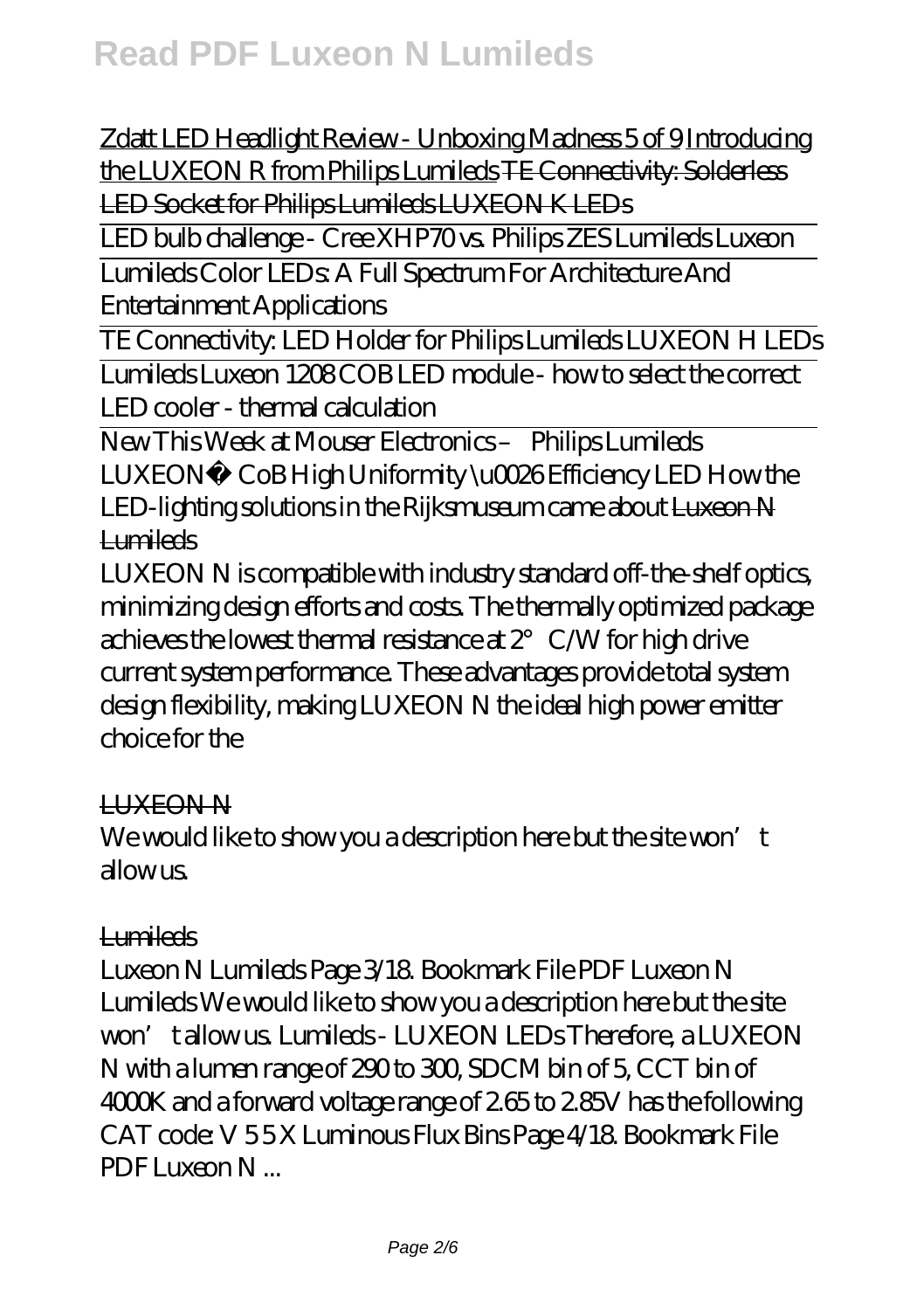Zdatt LED Headlight Review - Unboxing Madness 5 of 9 Introducing the LUXEON R from Philips Lumileds TE Connectivity: Solderless LED Socket for Philips Lumileds LUXEON K LEDs

LED bulb challenge - Cree XHP70 vs. Philips ZES Lumileds Luxeon

Lumileds Color LEDs: A Full Spectrum For Architecture And Entertainment Applications

TE Connectivity: LED Holder for Philips Lumileds LUXEON H LEDs

Lumileds Luxeon 1208 COB LED module - how to select the correct LED cooler - thermal calculation

New This Week at Mouser Electronics – Philips Lumileds LUXEON® CoB High Uniformity \u0026 Efficiency LED How the LED-lighting solutions in the Rijksmuseum came about Luxeon N Lumileds

LUXEON N is compatible with industry standard off-the-shelf optics, minimizing design efforts and costs. The thermally optimized package achieves the lowest thermal resistance at 2°C/W for high drive current system performance. These advantages provide total system design flexibility, making LUXEON N the ideal high power emitter choice for the

LUXEON N

We would like to show you a description here but the site won't allow us.

Lumileds

Luxeon N Lumileds Page 3/18. Bookmark File PDF Luxeon N Lumileds We would like to show you a description here but the site won't allow us. Lumileds - LUXEON LEDs Therefore, a LUXEON N with a lumen range of 290 to 300, SDCM bin of 5, CCT bin of 4000K and a forward voltage range of 2.65 to 2.85V has the following CAT code: V 5 5 X Luminous Flux Bins Page 4/18. Bookmark File PDF Luxeon N ...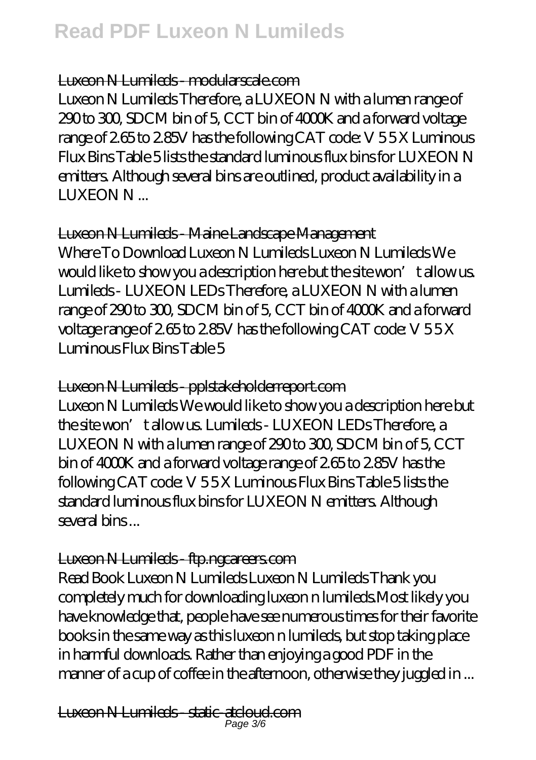### Luxeon N Lumileds - modularscale.com

Luxeon N Lumileds Therefore, a LUXEON N with a lumen range of 290 to 300, SDCM bin of 5, CCT bin of 4000K and a forward voltage range of 2.65 to 2.85V has the following CAT code: V 5 5 X Luminous Flux Bins Table 5 lists the standard luminous flux bins for LUXEON N emitters. Although several bins are outlined, product availability in a LUXEON N ...

### Luxeon N Lumileds - Maine Landscape Management

Where To Download Luxeon N Lumileds Luxeon N Lumileds We would like to show you a description here but the site won't allow us. Lumileds - LUXEON LEDs Therefore, a LUXEON N with a lumen range of 290 to 300, SDCM bin of 5, CCT bin of 4000K and a forward voltage range of 2.65 to 2.85V has the following CAT code: V 5 5 X Luminous Flux Bins Table 5

### Luxeon N Lumileds - pplstakeholderreport.com

Luxeon N Lumileds We would like to show you a description here but the site won't allow us. Lumileds - LUXEON LEDs Therefore, a LUXEON N with a lumen range of 290 to 300, SDCM bin of 5, CCT bin of 4000K and a forward voltage range of 2.65 to 2.85V has the following CAT code: V 5 5 X Luminous Flux Bins Table 5 lists the standard luminous flux bins for LUXEON N emitters. Although several bins ...

### Luxeon N Lumileds - ftp.ngcareers.com

Read Book Luxeon N Lumileds Luxeon N Lumileds Thank you completely much for downloading luxeon n lumileds.Most likely you have knowledge that, people have see numerous times for their favorite books in the same way as this luxeon n lumileds, but stop taking place in harmful downloads. Rather than enjoying a good PDF in the manner of a cup of coffee in the afternoon, otherwise they juggled in ...

### Luxeon N Lumileds - static-atcloud.com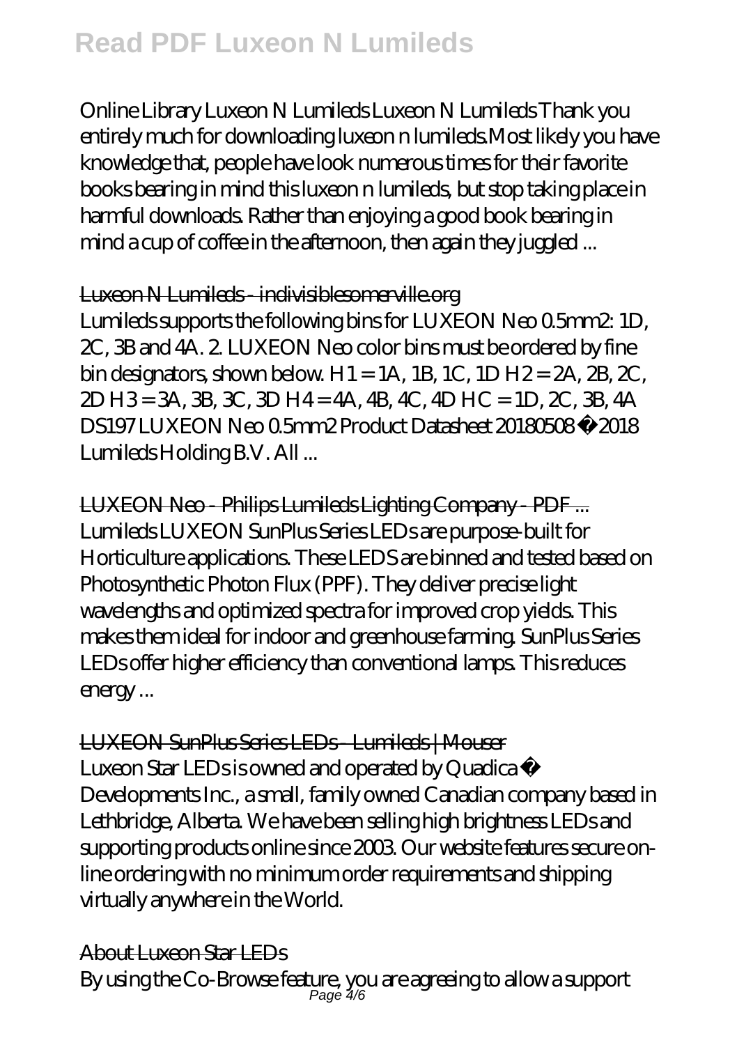Online Library Luxeon N Lumileds Luxeon N Lumileds Thank you entirely much for downloading luxeon n lumileds.Most likely you have knowledge that, people have look numerous times for their favorite books bearing in mind this luxeon n lumileds, but stop taking place in harmful downloads. Rather than enjoying a good book bearing in mind a cup of coffee in the afternoon, then again they juggled ...

Luxeon N Lumileds - indivisiblesomerville.org

Lumileds supports the following bins for LUXEON Neo 0.5mm2: 1D, 2C, 3B and 4A. 2. LUXEON Neo color bins must be ordered by fine bin designators, shown below. H1 = 1A, 1B, 1C, 1D H2 = 2A, 2B, 2C, 2D H3 = 3A, 3B, 3C, 3D H4 = 4A, 4B, 4C, 4D HC = 1D, 2C, 3B, 4A DS197 LUXEON Neo 0.5mm2 Product Datasheet 20180508 ©2018 Lumileds Holding B.V. All ...

LUXEON Neo - Philips Lumileds Lighting Company - PDF ...

Lumileds LUXEON SunPlus Series LEDs are purpose-built for Horticulture applications. These LEDS are binned and tested based on Photosynthetic Photon Flux (PPF). They deliver precise light wavelengths and optimized spectra for improved crop yields. This makes them ideal for indoor and greenhouse farming. SunPlus Series LEDs offer higher efficiency than conventional lamps. This reduces energy ...

LUXEON SunPlus Series LEDs - Lumileds | Mouser

Luxeon Star LEDs is owned and operated by Quadica ® Developments Inc., a small, family owned Canadian company based in Lethbridge, Alberta. We have been selling high brightness LEDs and supporting products online since 2003. Our website features secure on-line ordering with no minimum order requirements and shipping virtually anywhere in the World.

About Luxeon Star LEDs

By using the Co-Browse feature, you are agreeing to allow a support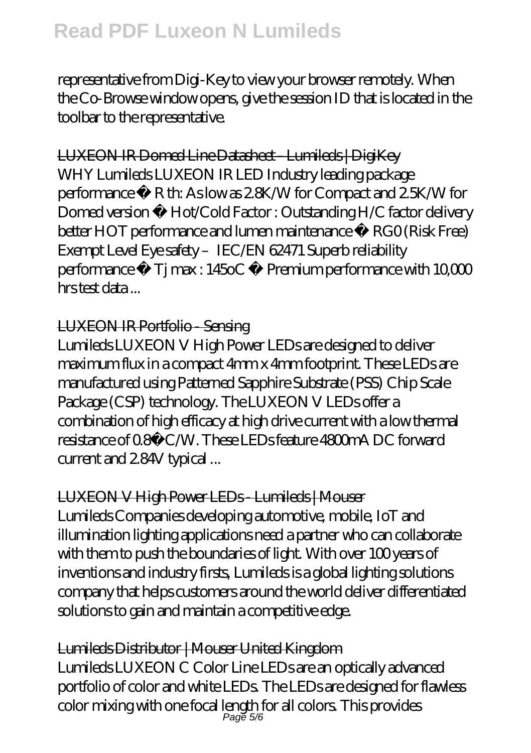representative from Digi-Key to view your browser remotely. When the Co-Browse window opens, give the session ID that is located in the toolbar to the representative.

## LUXEON IR Domed Line Datasheet - Lumileds | DigiKey

WHY Lumileds LUXEON IR LED Industry leading package performance • R th: As low as 2.8K/W for Compact and 2.5K/W for Domed version • Hot/Cold Factor : Outstanding H/C factor delivery better HOT performance and lumen maintenance • RG0 (Risk Free) Exempt Level Eye safety – IEC/EN 62471 Superb reliability performance • Tj max : 145oC • Premium performance with 10,000 hrs test data ...

## LUXEON IR Portfolio - Sensing

Lumileds LUXEON V High Power LEDs are designed to deliver maximum flux in a compact 4mm x 4mm footprint. These LEDs are manufactured using Patterned Sapphire Substrate (PSS) Chip Scale Package (CSP) technology. The LUXEON V LEDs offer a combination of high efficacy at high drive current with a low thermal resistance of 0.8°C/W. These LEDs feature 4800mA DC forward current and 2.84V typical ...

## LUXEON V High Power LEDs - Lumileds | Mouser

Lumileds Companies developing automotive, mobile, IoT and illumination lighting applications need a partner who can collaborate with them to push the boundaries of light. With over 100 years of inventions and industry firsts, Lumileds is a global lighting solutions company that helps customers around the world deliver differentiated solutions to gain and maintain a competitive edge.

## Lumileds Distributor | Mouser United Kingdom

Lumileds LUXEON C Color Line LEDs are an optically advanced portfolio of color and white LEDs. The LEDs are designed for flawless color mixing with one focal length for all colors. This provides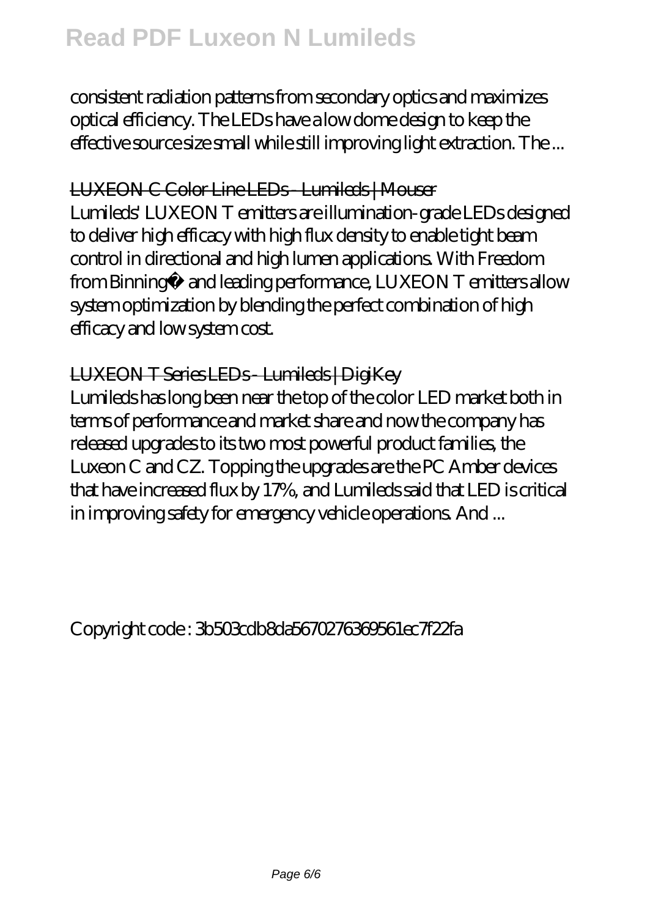consistent radiation patterns from secondary optics and maximizes optical efficiency. The LEDs have a low dome design to keep the effective source size small while still improving light extraction. The ...

LUXEON C Color Line LEDs - Lumileds | Mouser

Lumileds' LUXEON T emitters are illumination-grade LEDs designed to deliver high efficacy with high flux density to enable tight beam control in directional and high lumen applications. With Freedom from Binning� and leading performance, LUXEON T emitters allow system optimization by blending the perfect combination of high efficacy and low system cost.

LUXEON T Series LEDs - Lumileds | DigiKey

Lumileds has long been near the top of the color LED market both in terms of performance and market share and now the company has released upgrades to its two most powerful product families, the Luxeon C and CZ. Topping the upgrades are the PC Amber devices that have increased flux by 17%, and Lumileds said that LED is critical in improving safety for emergency vehicle operations. And ...

Copyright code : 3b503cdb8da5670276369561ec7f22fa